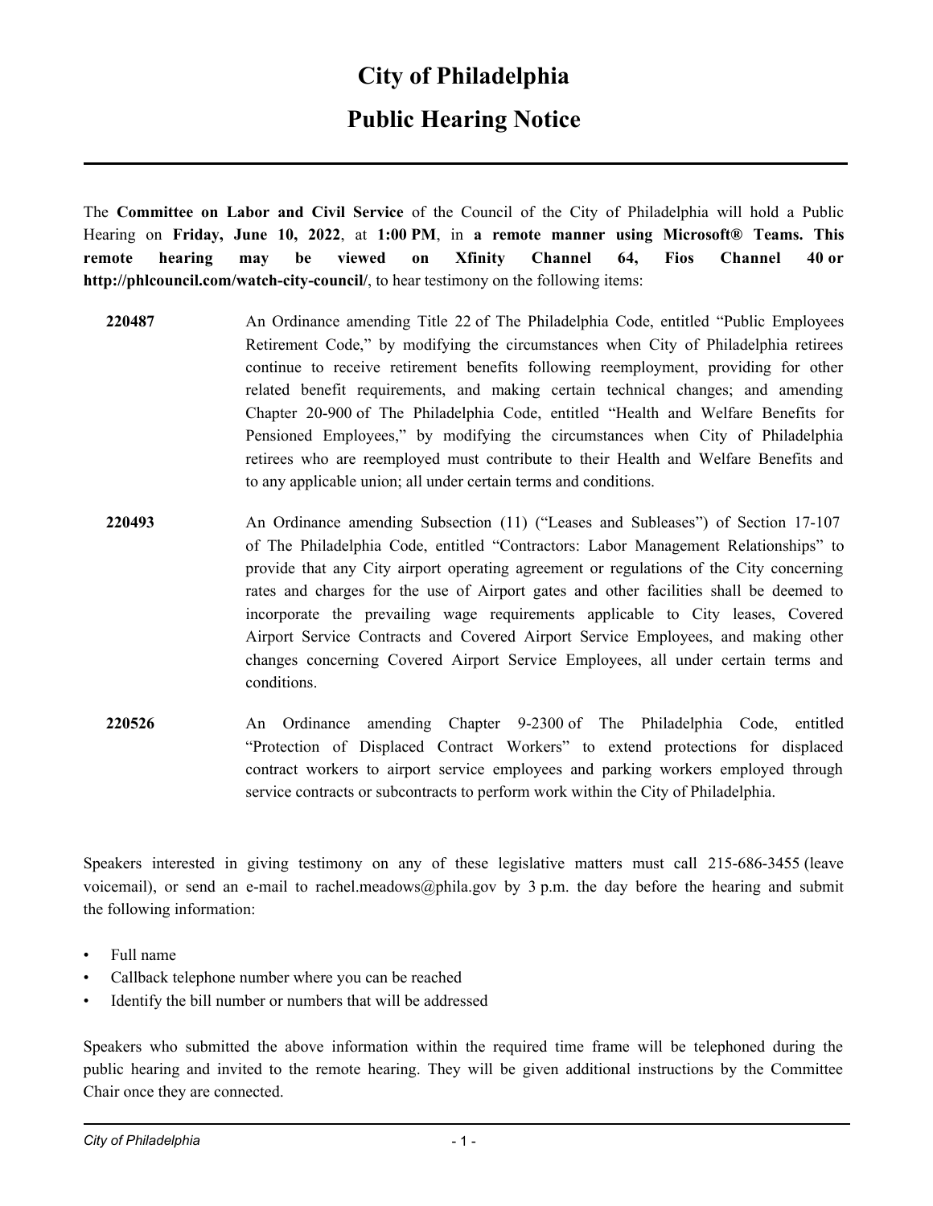# City of Philadelphia

## Public Hearing Notice

The **Committee on Labor and Civil Service** of the Council of the City of Philadelphia will hold a Public Hearing on **Friday, June 10, 2022**, at **1:00 PM**, in **a remote manner using Microsoft® Teams. This remote hearing may be viewed on Xfinity Channel 64, Fios Channel 40 or http://phlcouncil.com/watch-city-council/**, to hear testimony on the following items:

**220487** An Ordinance amending Title 22 of The Philadelphia Code, entitled "Public Employees Retirement Code," by modifying the circumstances when City of Philadelphia retirees continue to receive retirement benefits following reemployment, providing for other related benefit requirements, and making certain technical changes; and amending Chapter 20-900 of The Philadelphia Code, entitled "Health and Welfare Benefits for Pensioned Employees," by modifying the circumstances when City of Philadelphia retirees who are reemployed must contribute to their Health and Welfare Benefits and to any applicable union; all under certain terms and conditions.

**220493** An Ordinance amending Subsection (11) ("Leases and Subleases") of Section 17-107 of The Philadelphia Code, entitled "Contractors: Labor Management Relationships" to provide that any City airport operating agreement or regulations of the City concerning rates and charges for the use of Airport gates and other facilities shall be deemed to incorporate the prevailing wage requirements applicable to City leases, Covered Airport Service Contracts and Covered Airport Service Employees, and making other changes concerning Covered Airport Service Employees, all under certain terms and conditions.

**220526** An Ordinance amending Chapter 9-2300 of The Philadelphia Code, entitled "Protection of Displaced Contract Workers" to extend protections for displaced contract workers to airport service employees and parking workers employed through service contracts or subcontracts to perform work within the City of Philadelphia.

Speakers interested in giving testimony on any of these legislative matters must call 215-686-3455 (leave voicemail), or send an e-mail to rachel.meadows@phila.gov by 3 p.m. the day before the hearing and submit the following information:

- Full name
- Callback telephone number where you can be reached
- Identify the bill number or numbers that will be addressed

Speakers who submitted the above information within the required time frame will be telephoned during the public hearing and invited to the remote hearing. They will be given additional instructions by the Committee Chair once they are connected.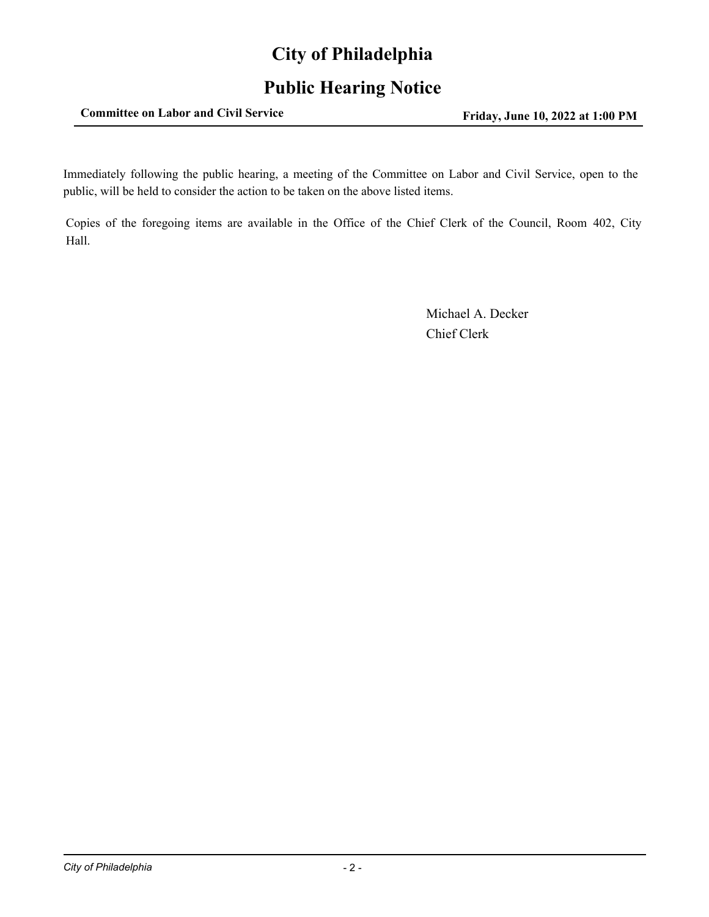# City of Philadelphia

## Public Hearing Notice

**Committee on Labor and Civil Service** **Friday, June 10, 2022 at 1:00 PM**

Immediately following the public hearing, a meeting of the Committee on Labor and Civil Service, open to the public, will be held to consider the action to be taken on the above listed items.

Copies of the foregoing items are available in the Office of the Chief Clerk of the Council, Room 402, City Hall.

Michael A. Decker
Chief Clerk